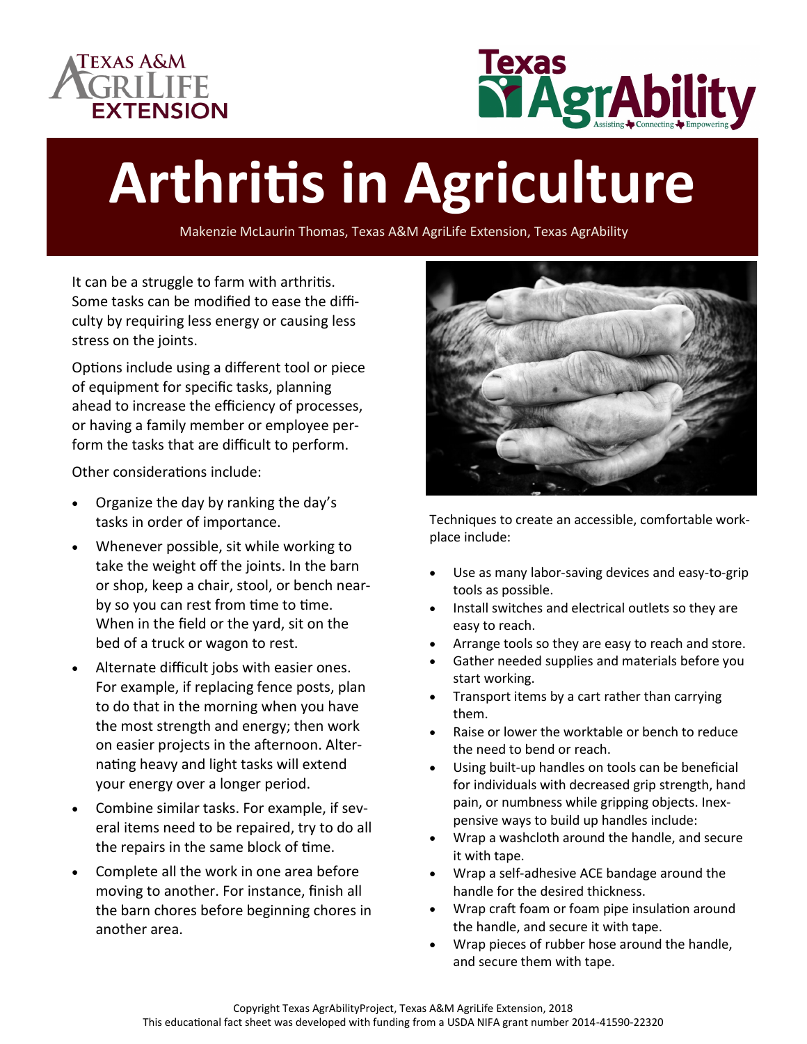# Arthritis in Agriculture

Makenzie McLaurin Thomas, Texas A&M AgriLife Extension, Texas AgrAbility

It can be a struggle to farm with arthritis. Some tasks can be modified to ease the difficulty by requiring less energy or causing less stress on the joints.

Options include using a different tool or piece of equipment for specific tasks, planning ahead to increase the efficiency of processes, or having a family member or employee perform the tasks that are difficult to perform.

Other considerations include:

- Organize the day by ranking the day's tasks in order of importance.
- Whenever possible, sit while working to take the weight off the joints. In the barn or shop, keep a chair, stool, or bench nearby so you can rest from time to time. When in the field or the yard, sit on the bed of a truck or wagon to rest.
- Alternate difficult jobs with easier ones. For example, if replacing fence posts, plan to do that in the morning when you have the most strength and energy; then work on easier projects in the afternoon. Alternating heavy and light tasks will extend your energy over a longer period.
- Combine similar tasks. For example, if several items need to be repaired, try to do all the repairs in the same block of time.
- Complete all the work in one area before moving to another. For instance, finish all the barn chores before beginning chores in another area.

Techniques to create an accessible, comfortable workplace include:

- Use as many labor-saving devices and easy-to-grip tools as possible.
- Install switches and electrical outlets so they are easy to reach.
- Arrange tools so they are easy to reach and store.
- Gather needed supplies and materials before you start working.
- Transport items by a cart rather than carrying them.
- Raise or lower the worktable or bench to reduce the need to bend or reach.
- Using built-up handles on tools can be beneficial for individuals with decreased grip strength, hand pain, or numbness while gripping objects. Inexpensive ways to build up handles include:
- Wrap a washcloth around the handle, and secure it with tape.
- Wrap a self-adhesive ACE bandage around the handle for the desired thickness.
- Wrap craft foam or foam pipe insulation around the handle, and secure it with tape.
- Wrap pieces of rubber hose around the handle, and secure them with tape.

Copyright Texas AgrAbilityProject, Texas A&M AgriLife Extension, 2018
This educational fact sheet was developed with funding from a USDA NIFA grant number 2014-41590-22320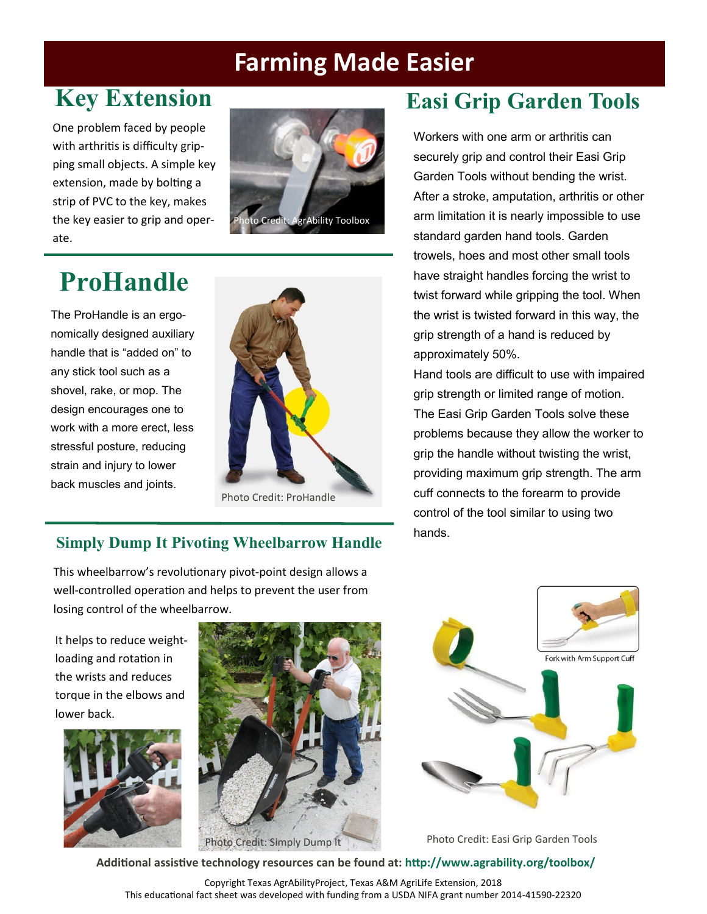# Farming Made Easier

## Key Extension

One problem faced by people with arthritis is difficulty gripping small objects. A simple key extension, made by bolting a strip of PVC to the key, makes the key easier to grip and operate.

Photo Credit: AgrAbility Toolbox

## ProHandle

The ProHandle is an ergonomically designed auxiliary handle that is "added on" to any stick tool such as a shovel, rake, or mop. The design encourages one to work with a more erect, less stressful posture, reducing strain and injury to lower back muscles and joints.

Photo Credit: ProHandle

### Simply Dump It Pivoting Wheelbarrow Handle

This wheelbarrow's revolutionary pivot-point design allows a well-controlled operation and helps to prevent the user from losing control of the wheelbarrow.

It helps to reduce weight-loading and rotation in the wrists and reduces torque in the elbows and lower back.

Photo Credit: Simply Dump It

## Easi Grip Garden Tools

Workers with one arm or arthritis can securely grip and control their Easi Grip Garden Tools without bending the wrist. After a stroke, amputation, arthritis or other arm limitation it is nearly impossible to use standard garden hand tools. Garden trowels, hoes and most other small tools have straight handles forcing the wrist to twist forward while gripping the tool. When the wrist is twisted forward in this way, the grip strength of a hand is reduced by approximately 50%.

Hand tools are difficult to use with impaired grip strength or limited range of motion. The Easi Grip Garden Tools solve these problems because they allow the worker to grip the handle without twisting the wrist, providing maximum grip strength. The arm cuff connects to the forearm to provide control of the tool similar to using two hands.

Fork with Arm Support Cuff

Photo Credit: Easi Grip Garden Tools

**Additional assistive technology resources can be found at: http://www.agrability.org/toolbox/**

Copyright Texas AgrAbilityProject, Texas A&M AgriLife Extension, 2018

This educational fact sheet was developed with funding from a USDA NIFA grant number 2014-41590-22320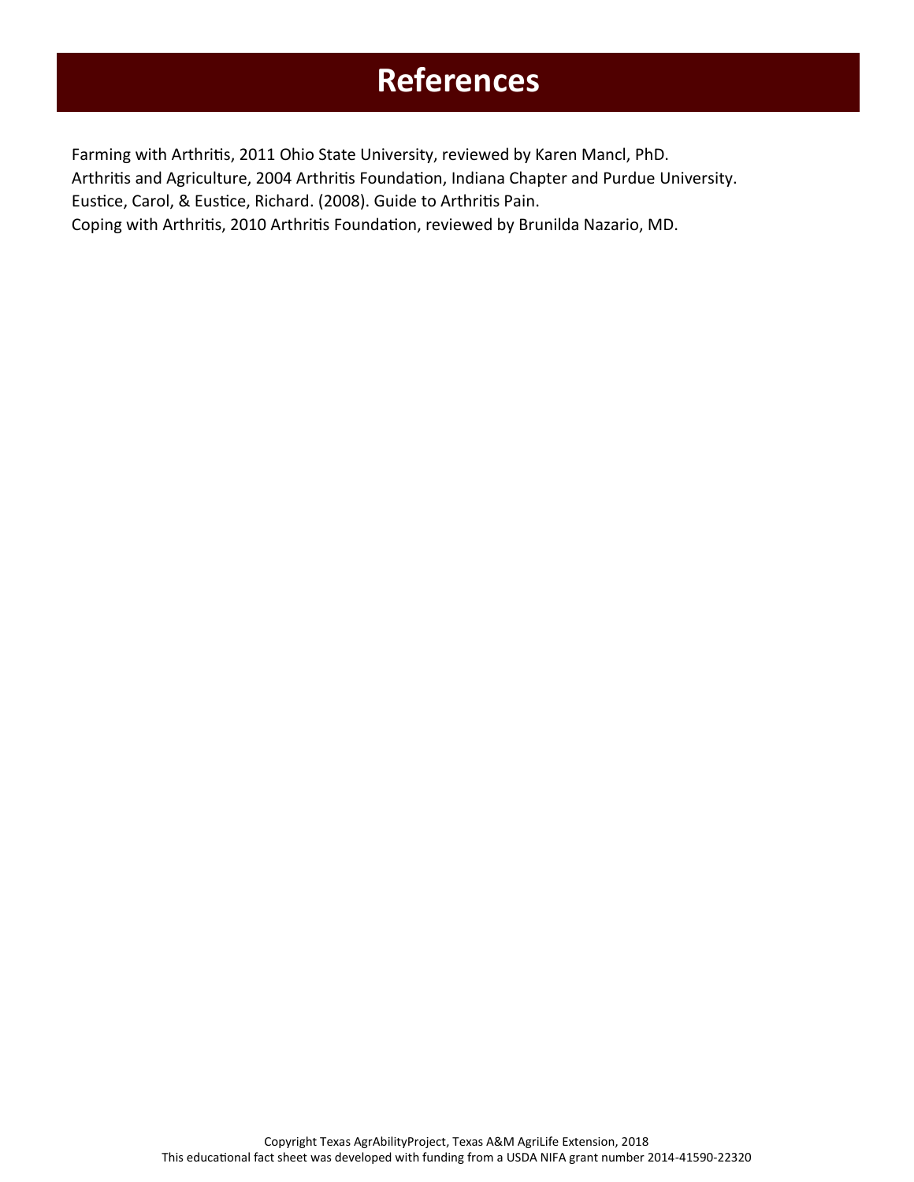# References

Farming with Arthritis, 2011 Ohio State University, reviewed by Karen Mancl, PhD.
Arthritis and Agriculture, 2004 Arthritis Foundation, Indiana Chapter and Purdue University.
Eustice, Carol, & Eustice, Richard. (2008). Guide to Arthritis Pain.
Coping with Arthritis, 2010 Arthritis Foundation, reviewed by Brunilda Nazario, MD.

Copyright Texas AgrAbilityProject, Texas A&M AgriLife Extension, 2018
This educational fact sheet was developed with funding from a USDA NIFA grant number 2014-41590-22320